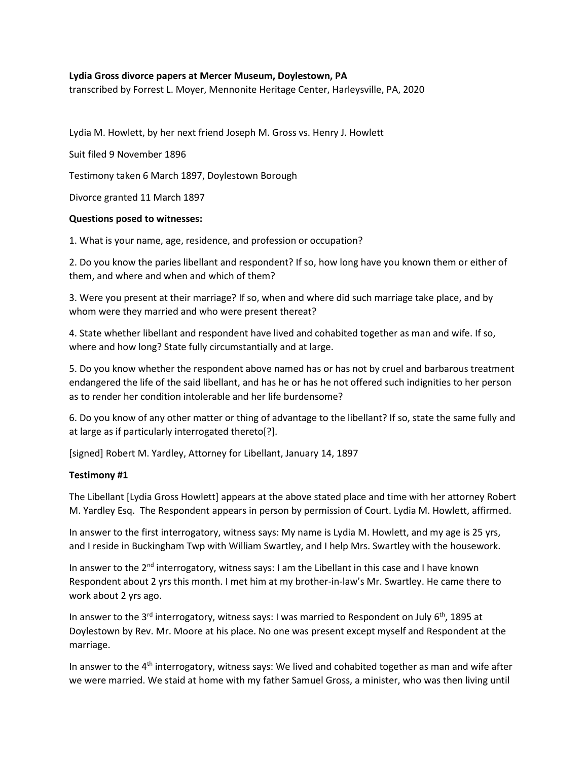**Lydia Gross divorce papers at Mercer Museum, Doylestown, PA**
transcribed by Forrest L. Moyer, Mennonite Heritage Center, Harleysville, PA, 2020

Lydia M. Howlett, by her next friend Joseph M. Gross vs. Henry J. Howlett

Suit filed 9 November 1896

Testimony taken 6 March 1897, Doylestown Borough

Divorce granted 11 March 1897

**Questions posed to witnesses:**

1. What is your name, age, residence, and profession or occupation?

2. Do you know the paries libellant and respondent? If so, how long have you known them or either of them, and where and when and which of them?

3. Were you present at their marriage? If so, when and where did such marriage take place, and by whom were they married and who were present thereat?

4. State whether libellant and respondent have lived and cohabited together as man and wife. If so, where and how long? State fully circumstantially and at large.

5. Do you know whether the respondent above named has or has not by cruel and barbarous treatment endangered the life of the said libellant, and has he or has he not offered such indignities to her person as to render her condition intolerable and her life burdensome?

6. Do you know of any other matter or thing of advantage to the libellant? If so, state the same fully and at large as if particularly interrogated thereto[?].

[signed] Robert M. Yardley, Attorney for Libellant, January 14, 1897

**Testimony #1**

The Libellant [Lydia Gross Howlett] appears at the above stated place and time with her attorney Robert M. Yardley Esq. The Respondent appears in person by permission of Court. Lydia M. Howlett, affirmed.

In answer to the first interrogatory, witness says: My name is Lydia M. Howlett, and my age is 25 yrs, and I reside in Buckingham Twp with William Swartley, and I help Mrs. Swartley with the housework.

In answer to the 2nd interrogatory, witness says: I am the Libellant in this case and I have known Respondent about 2 yrs this month. I met him at my brother-in-law's Mr. Swartley. He came there to work about 2 yrs ago.

In answer to the 3rd interrogatory, witness says: I was married to Respondent on July 6th, 1895 at Doylestown by Rev. Mr. Moore at his place. No one was present except myself and Respondent at the marriage.

In answer to the 4th interrogatory, witness says: We lived and cohabited together as man and wife after we were married. We staid at home with my father Samuel Gross, a minister, who was then living until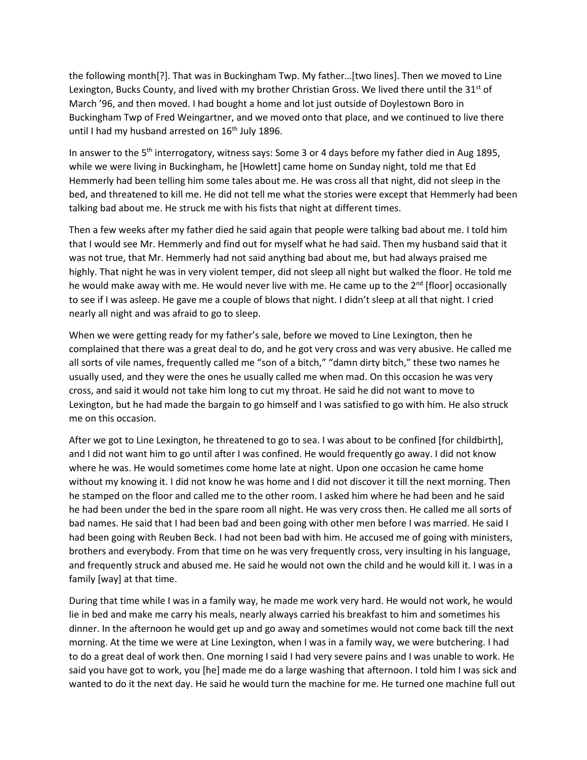the following month[?]. That was in Buckingham Twp. My father…[two lines]. Then we moved to Line Lexington, Bucks County, and lived with my brother Christian Gross. We lived there until the 31st of March '96, and then moved. I had bought a home and lot just outside of Doylestown Boro in Buckingham Twp of Fred Weingartner, and we moved onto that place, and we continued to live there until I had my husband arrested on 16th July 1896.

In answer to the 5th interrogatory, witness says: Some 3 or 4 days before my father died in Aug 1895, while we were living in Buckingham, he [Howlett] came home on Sunday night, told me that Ed Hemmerly had been telling him some tales about me. He was cross all that night, did not sleep in the bed, and threatened to kill me. He did not tell me what the stories were except that Hemmerly had been talking bad about me. He struck me with his fists that night at different times.

Then a few weeks after my father died he said again that people were talking bad about me. I told him that I would see Mr. Hemmerly and find out for myself what he had said. Then my husband said that it was not true, that Mr. Hemmerly had not said anything bad about me, but had always praised me highly. That night he was in very violent temper, did not sleep all night but walked the floor. He told me he would make away with me. He would never live with me. He came up to the 2nd [floor] occasionally to see if I was asleep. He gave me a couple of blows that night. I didn't sleep at all that night. I cried nearly all night and was afraid to go to sleep.

When we were getting ready for my father's sale, before we moved to Line Lexington, then he complained that there was a great deal to do, and he got very cross and was very abusive. He called me all sorts of vile names, frequently called me "son of a bitch," "damn dirty bitch," these two names he usually used, and they were the ones he usually called me when mad. On this occasion he was very cross, and said it would not take him long to cut my throat. He said he did not want to move to Lexington, but he had made the bargain to go himself and I was satisfied to go with him. He also struck me on this occasion.

After we got to Line Lexington, he threatened to go to sea. I was about to be confined [for childbirth], and I did not want him to go until after I was confined. He would frequently go away. I did not know where he was. He would sometimes come home late at night. Upon one occasion he came home without my knowing it. I did not know he was home and I did not discover it till the next morning. Then he stamped on the floor and called me to the other room. I asked him where he had been and he said he had been under the bed in the spare room all night. He was very cross then. He called me all sorts of bad names. He said that I had been bad and been going with other men before I was married. He said I had been going with Reuben Beck. I had not been bad with him. He accused me of going with ministers, brothers and everybody. From that time on he was very frequently cross, very insulting in his language, and frequently struck and abused me. He said he would not own the child and he would kill it. I was in a family [way] at that time.

During that time while I was in a family way, he made me work very hard. He would not work, he would lie in bed and make me carry his meals, nearly always carried his breakfast to him and sometimes his dinner. In the afternoon he would get up and go away and sometimes would not come back till the next morning. At the time we were at Line Lexington, when I was in a family way, we were butchering. I had to do a great deal of work then. One morning I said I had very severe pains and I was unable to work. He said you have got to work, you [he] made me do a large washing that afternoon. I told him I was sick and wanted to do it the next day. He said he would turn the machine for me. He turned one machine full out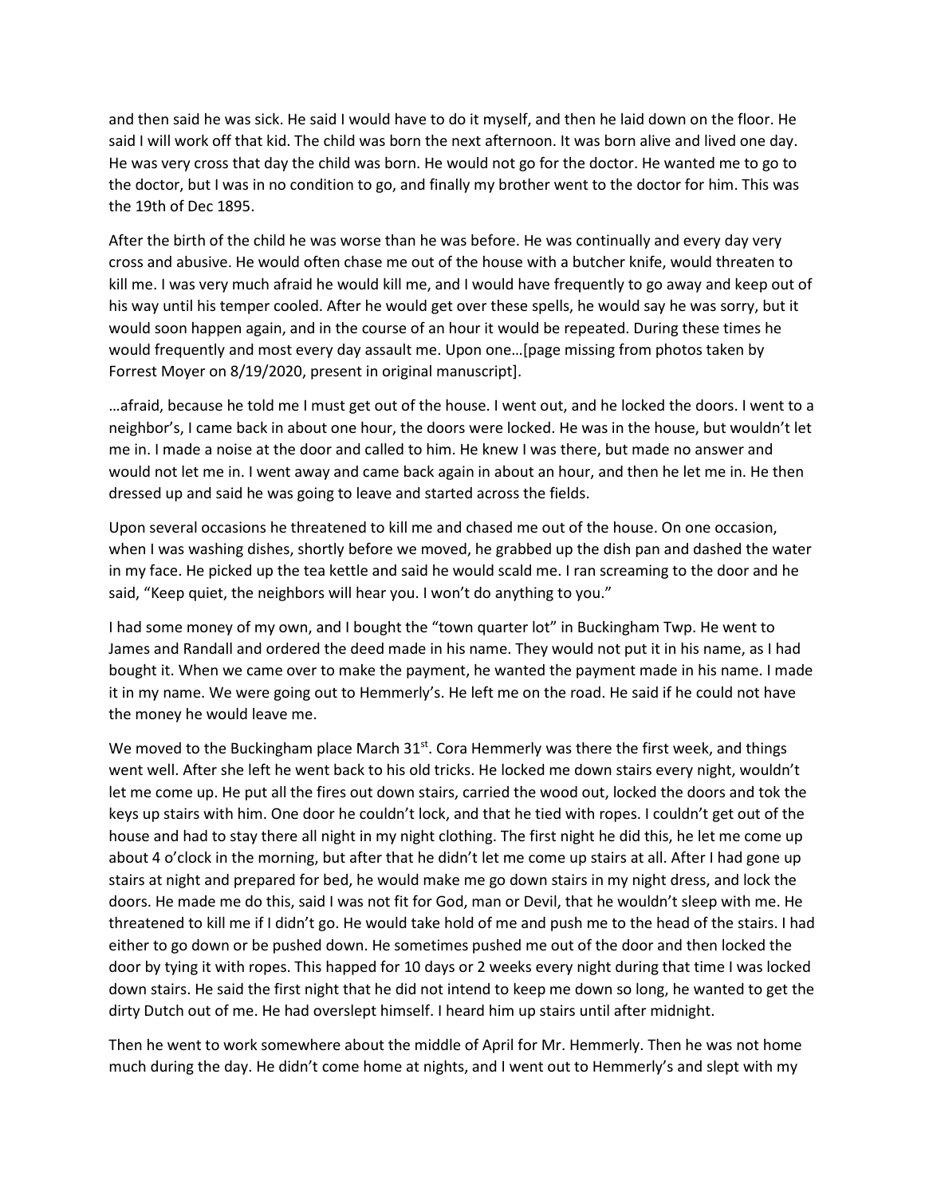and then said he was sick. He said I would have to do it myself, and then he laid down on the floor. He said I will work off that kid. The child was born the next afternoon. It was born alive and lived one day. He was very cross that day the child was born. He would not go for the doctor. He wanted me to go to the doctor, but I was in no condition to go, and finally my brother went to the doctor for him. This was the 19th of Dec 1895.

After the birth of the child he was worse than he was before. He was continually and every day very cross and abusive. He would often chase me out of the house with a butcher knife, would threaten to kill me. I was very much afraid he would kill me, and I would have frequently to go away and keep out of his way until his temper cooled. After he would get over these spells, he would say he was sorry, but it would soon happen again, and in the course of an hour it would be repeated. During these times he would frequently and most every day assault me. Upon one…[page missing from photos taken by Forrest Moyer on 8/19/2020, present in original manuscript].

…afraid, because he told me I must get out of the house. I went out, and he locked the doors. I went to a neighbor's, I came back in about one hour, the doors were locked. He was in the house, but wouldn't let me in. I made a noise at the door and called to him. He knew I was there, but made no answer and would not let me in. I went away and came back again in about an hour, and then he let me in. He then dressed up and said he was going to leave and started across the fields.

Upon several occasions he threatened to kill me and chased me out of the house. On one occasion, when I was washing dishes, shortly before we moved, he grabbed up the dish pan and dashed the water in my face. He picked up the tea kettle and said he would scald me. I ran screaming to the door and he said, "Keep quiet, the neighbors will hear you. I won't do anything to you."

I had some money of my own, and I bought the "town quarter lot" in Buckingham Twp. He went to James and Randall and ordered the deed made in his name. They would not put it in his name, as I had bought it. When we came over to make the payment, he wanted the payment made in his name. I made it in my name. We were going out to Hemmerly's. He left me on the road. He said if he could not have the money he would leave me.

We moved to the Buckingham place March 31st. Cora Hemmerly was there the first week, and things went well. After she left he went back to his old tricks. He locked me down stairs every night, wouldn't let me come up. He put all the fires out down stairs, carried the wood out, locked the doors and tok the keys up stairs with him. One door he couldn't lock, and that he tied with ropes. I couldn't get out of the house and had to stay there all night in my night clothing. The first night he did this, he let me come up about 4 o'clock in the morning, but after that he didn't let me come up stairs at all. After I had gone up stairs at night and prepared for bed, he would make me go down stairs in my night dress, and lock the doors. He made me do this, said I was not fit for God, man or Devil, that he wouldn't sleep with me. He threatened to kill me if I didn't go. He would take hold of me and push me to the head of the stairs. I had either to go down or be pushed down. He sometimes pushed me out of the door and then locked the door by tying it with ropes. This happed for 10 days or 2 weeks every night during that time I was locked down stairs. He said the first night that he did not intend to keep me down so long, he wanted to get the dirty Dutch out of me. He had overslept himself. I heard him up stairs until after midnight.

Then he went to work somewhere about the middle of April for Mr. Hemmerly. Then he was not home much during the day. He didn't come home at nights, and I went out to Hemmerly's and slept with my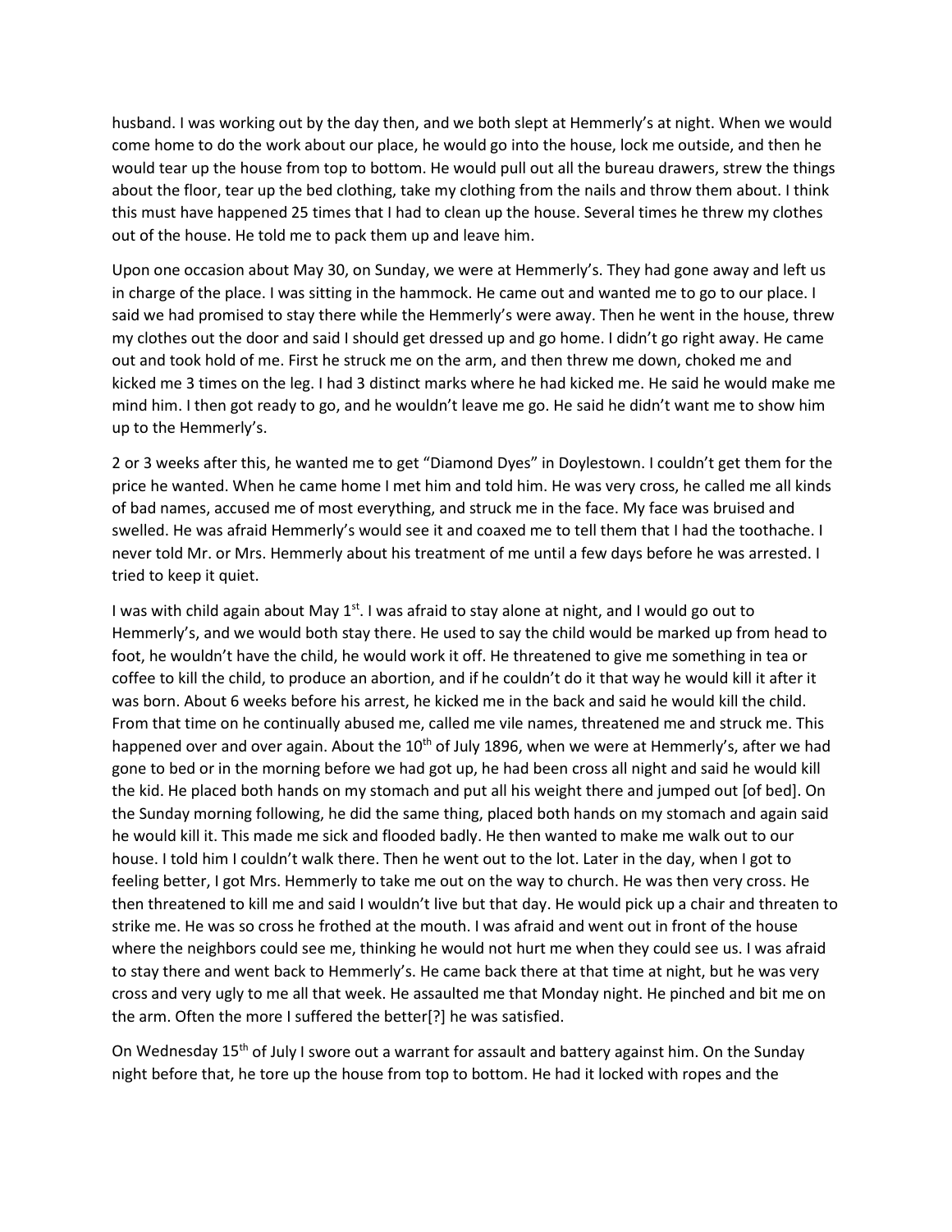husband. I was working out by the day then, and we both slept at Hemmerly's at night. When we would come home to do the work about our place, he would go into the house, lock me outside, and then he would tear up the house from top to bottom. He would pull out all the bureau drawers, strew the things about the floor, tear up the bed clothing, take my clothing from the nails and throw them about. I think this must have happened 25 times that I had to clean up the house. Several times he threw my clothes out of the house. He told me to pack them up and leave him.

Upon one occasion about May 30, on Sunday, we were at Hemmerly's. They had gone away and left us in charge of the place. I was sitting in the hammock. He came out and wanted me to go to our place. I said we had promised to stay there while the Hemmerly's were away. Then he went in the house, threw my clothes out the door and said I should get dressed up and go home. I didn't go right away. He came out and took hold of me. First he struck me on the arm, and then threw me down, choked me and kicked me 3 times on the leg. I had 3 distinct marks where he had kicked me. He said he would make me mind him. I then got ready to go, and he wouldn't leave me go. He said he didn't want me to show him up to the Hemmerly's.

2 or 3 weeks after this, he wanted me to get "Diamond Dyes" in Doylestown. I couldn't get them for the price he wanted. When he came home I met him and told him. He was very cross, he called me all kinds of bad names, accused me of most everything, and struck me in the face. My face was bruised and swelled. He was afraid Hemmerly's would see it and coaxed me to tell them that I had the toothache. I never told Mr. or Mrs. Hemmerly about his treatment of me until a few days before he was arrested. I tried to keep it quiet.

I was with child again about May 1st. I was afraid to stay alone at night, and I would go out to Hemmerly's, and we would both stay there. He used to say the child would be marked up from head to foot, he wouldn't have the child, he would work it off. He threatened to give me something in tea or coffee to kill the child, to produce an abortion, and if he couldn't do it that way he would kill it after it was born. About 6 weeks before his arrest, he kicked me in the back and said he would kill the child. From that time on he continually abused me, called me vile names, threatened me and struck me. This happened over and over again. About the 10th of July 1896, when we were at Hemmerly's, after we had gone to bed or in the morning before we had got up, he had been cross all night and said he would kill the kid. He placed both hands on my stomach and put all his weight there and jumped out [of bed]. On the Sunday morning following, he did the same thing, placed both hands on my stomach and again said he would kill it. This made me sick and flooded badly. He then wanted to make me walk out to our house. I told him I couldn't walk there. Then he went out to the lot. Later in the day, when I got to feeling better, I got Mrs. Hemmerly to take me out on the way to church. He was then very cross. He then threatened to kill me and said I wouldn't live but that day. He would pick up a chair and threaten to strike me. He was so cross he frothed at the mouth. I was afraid and went out in front of the house where the neighbors could see me, thinking he would not hurt me when they could see us. I was afraid to stay there and went back to Hemmerly's. He came back there at that time at night, but he was very cross and very ugly to me all that week. He assaulted me that Monday night. He pinched and bit me on the arm. Often the more I suffered the better[?] he was satisfied.

On Wednesday 15th of July I swore out a warrant for assault and battery against him. On the Sunday night before that, he tore up the house from top to bottom. He had it locked with ropes and the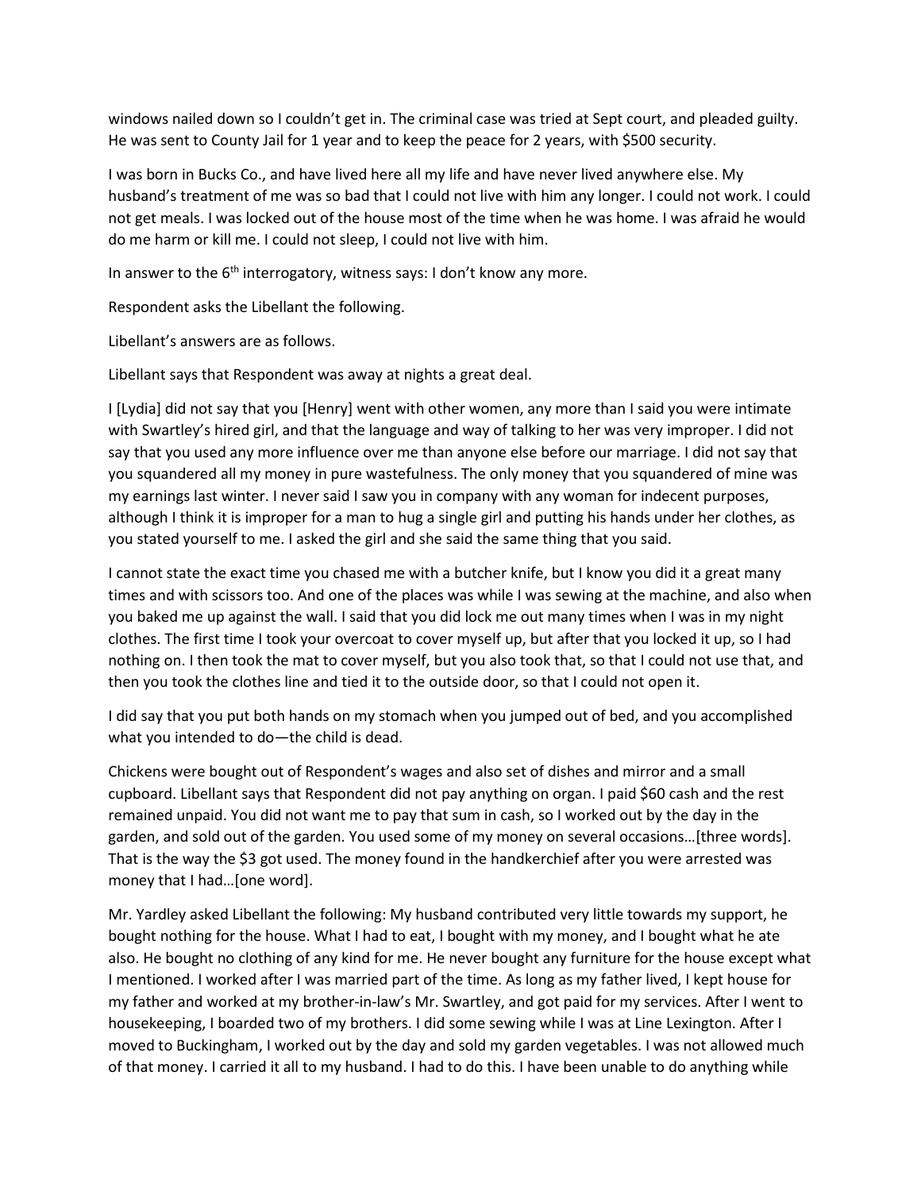windows nailed down so I couldn't get in. The criminal case was tried at Sept court, and pleaded guilty. He was sent to County Jail for 1 year and to keep the peace for 2 years, with $500 security.

I was born in Bucks Co., and have lived here all my life and have never lived anywhere else. My husband's treatment of me was so bad that I could not live with him any longer. I could not work. I could not get meals. I was locked out of the house most of the time when he was home. I was afraid he would do me harm or kill me. I could not sleep, I could not live with him.

In answer to the 6th interrogatory, witness says: I don't know any more.

Respondent asks the Libellant the following.

Libellant's answers are as follows.

Libellant says that Respondent was away at nights a great deal.

I [Lydia] did not say that you [Henry] went with other women, any more than I said you were intimate with Swartley's hired girl, and that the language and way of talking to her was very improper. I did not say that you used any more influence over me than anyone else before our marriage. I did not say that you squandered all my money in pure wastefulness. The only money that you squandered of mine was my earnings last winter. I never said I saw you in company with any woman for indecent purposes, although I think it is improper for a man to hug a single girl and putting his hands under her clothes, as you stated yourself to me. I asked the girl and she said the same thing that you said.

I cannot state the exact time you chased me with a butcher knife, but I know you did it a great many times and with scissors too. And one of the places was while I was sewing at the machine, and also when you baked me up against the wall. I said that you did lock me out many times when I was in my night clothes. The first time I took your overcoat to cover myself up, but after that you locked it up, so I had nothing on. I then took the mat to cover myself, but you also took that, so that I could not use that, and then you took the clothes line and tied it to the outside door, so that I could not open it.

I did say that you put both hands on my stomach when you jumped out of bed, and you accomplished what you intended to do—the child is dead.

Chickens were bought out of Respondent's wages and also set of dishes and mirror and a small cupboard. Libellant says that Respondent did not pay anything on organ. I paid $60 cash and the rest remained unpaid. You did not want me to pay that sum in cash, so I worked out by the day in the garden, and sold out of the garden. You used some of my money on several occasions…[three words]. That is the way the $3 got used. The money found in the handkerchief after you were arrested was money that I had…[one word].

Mr. Yardley asked Libellant the following: My husband contributed very little towards my support, he bought nothing for the house. What I had to eat, I bought with my money, and I bought what he ate also. He bought no clothing of any kind for me. He never bought any furniture for the house except what I mentioned. I worked after I was married part of the time. As long as my father lived, I kept house for my father and worked at my brother-in-law's Mr. Swartley, and got paid for my services. After I went to housekeeping, I boarded two of my brothers. I did some sewing while I was at Line Lexington. After I moved to Buckingham, I worked out by the day and sold my garden vegetables. I was not allowed much of that money. I carried it all to my husband. I had to do this. I have been unable to do anything while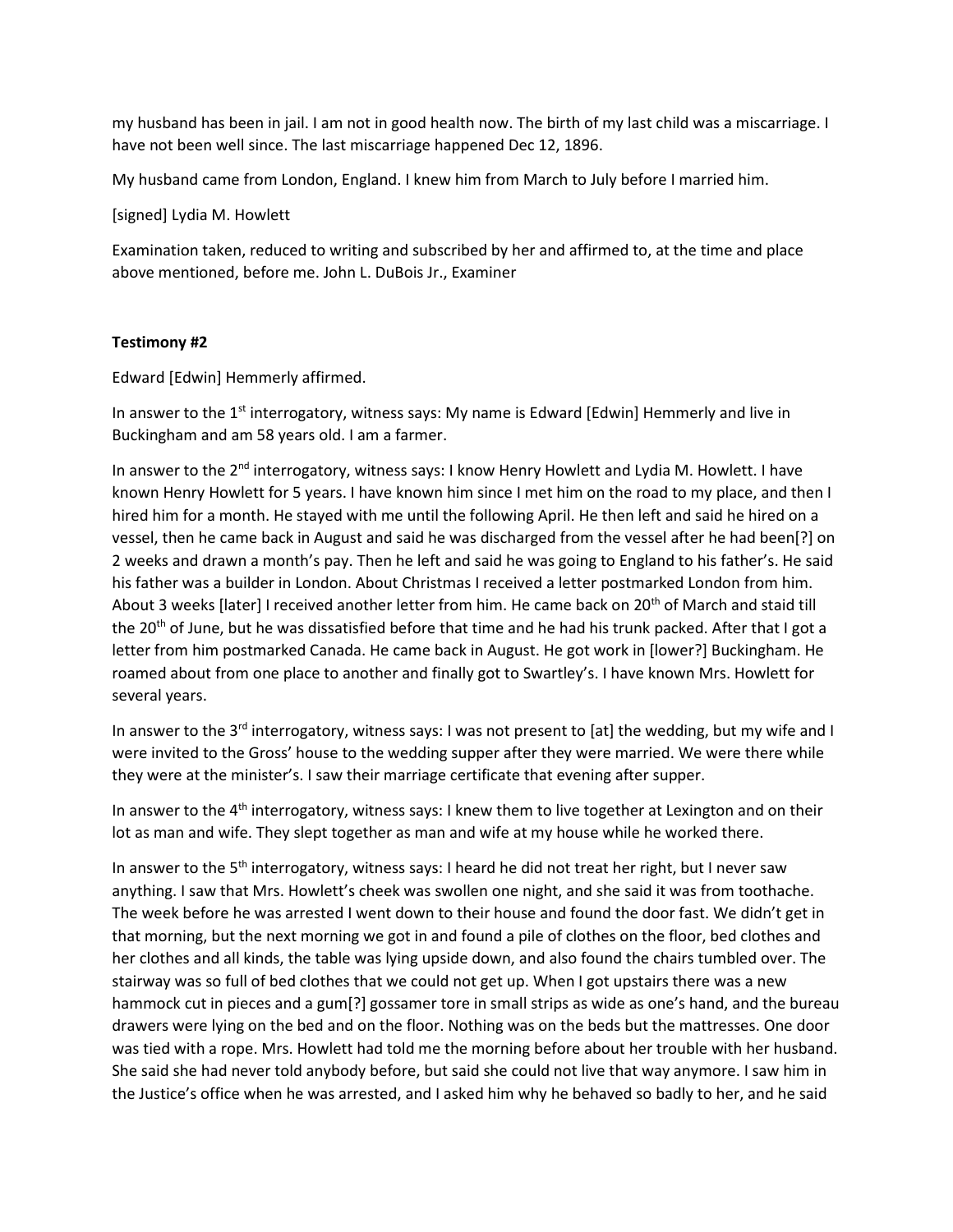my husband has been in jail. I am not in good health now. The birth of my last child was a miscarriage. I have not been well since. The last miscarriage happened Dec 12, 1896.

My husband came from London, England. I knew him from March to July before I married him.

[signed] Lydia M. Howlett

Examination taken, reduced to writing and subscribed by her and affirmed to, at the time and place above mentioned, before me. John L. DuBois Jr., Examiner

**Testimony #2**

Edward [Edwin] Hemmerly affirmed.

In answer to the 1st interrogatory, witness says: My name is Edward [Edwin] Hemmerly and live in Buckingham and am 58 years old. I am a farmer.

In answer to the 2nd interrogatory, witness says: I know Henry Howlett and Lydia M. Howlett. I have known Henry Howlett for 5 years. I have known him since I met him on the road to my place, and then I hired him for a month. He stayed with me until the following April. He then left and said he hired on a vessel, then he came back in August and said he was discharged from the vessel after he had been[?] on 2 weeks and drawn a month's pay. Then he left and said he was going to England to his father's. He said his father was a builder in London. About Christmas I received a letter postmarked London from him. About 3 weeks [later] I received another letter from him. He came back on 20th of March and staid till the 20th of June, but he was dissatisfied before that time and he had his trunk packed. After that I got a letter from him postmarked Canada. He came back in August. He got work in [lower?] Buckingham. He roamed about from one place to another and finally got to Swartley's. I have known Mrs. Howlett for several years.

In answer to the 3rd interrogatory, witness says: I was not present to [at] the wedding, but my wife and I were invited to the Gross' house to the wedding supper after they were married. We were there while they were at the minister's. I saw their marriage certificate that evening after supper.

In answer to the 4th interrogatory, witness says: I knew them to live together at Lexington and on their lot as man and wife. They slept together as man and wife at my house while he worked there.

In answer to the 5th interrogatory, witness says: I heard he did not treat her right, but I never saw anything. I saw that Mrs. Howlett's cheek was swollen one night, and she said it was from toothache. The week before he was arrested I went down to their house and found the door fast. We didn't get in that morning, but the next morning we got in and found a pile of clothes on the floor, bed clothes and her clothes and all kinds, the table was lying upside down, and also found the chairs tumbled over. The stairway was so full of bed clothes that we could not get up. When I got upstairs there was a new hammock cut in pieces and a gum[?] gossamer tore in small strips as wide as one's hand, and the bureau drawers were lying on the bed and on the floor. Nothing was on the beds but the mattresses. One door was tied with a rope. Mrs. Howlett had told me the morning before about her trouble with her husband. She said she had never told anybody before, but said she could not live that way anymore. I saw him in the Justice's office when he was arrested, and I asked him why he behaved so badly to her, and he said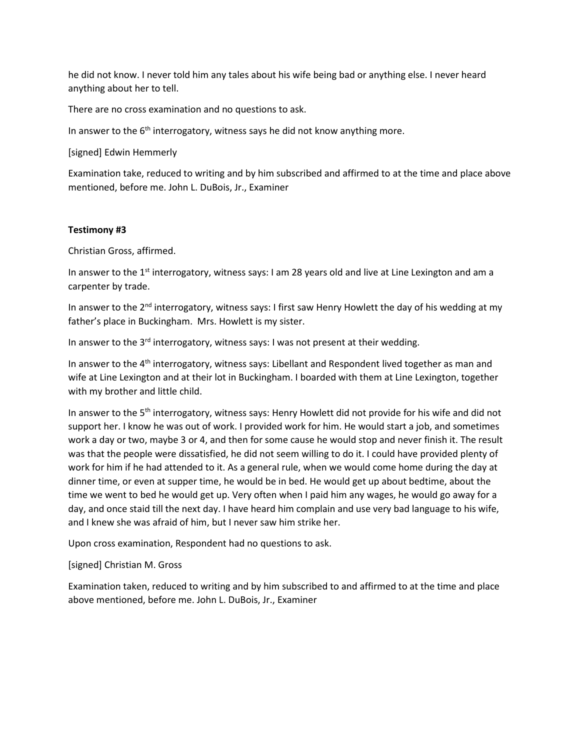he did not know. I never told him any tales about his wife being bad or anything else. I never heard anything about her to tell.

There are no cross examination and no questions to ask.

In answer to the 6th interrogatory, witness says he did not know anything more.

[signed] Edwin Hemmerly

Examination take, reduced to writing and by him subscribed and affirmed to at the time and place above mentioned, before me. John L. DuBois, Jr., Examiner

**Testimony #3**

Christian Gross, affirmed.

In answer to the 1st interrogatory, witness says: I am 28 years old and live at Line Lexington and am a carpenter by trade.

In answer to the 2nd interrogatory, witness says: I first saw Henry Howlett the day of his wedding at my father's place in Buckingham. Mrs. Howlett is my sister.

In answer to the 3rd interrogatory, witness says: I was not present at their wedding.

In answer to the 4th interrogatory, witness says: Libellant and Respondent lived together as man and wife at Line Lexington and at their lot in Buckingham. I boarded with them at Line Lexington, together with my brother and little child.

In answer to the 5th interrogatory, witness says: Henry Howlett did not provide for his wife and did not support her. I know he was out of work. I provided work for him. He would start a job, and sometimes work a day or two, maybe 3 or 4, and then for some cause he would stop and never finish it. The result was that the people were dissatisfied, he did not seem willing to do it. I could have provided plenty of work for him if he had attended to it. As a general rule, when we would come home during the day at dinner time, or even at supper time, he would be in bed. He would get up about bedtime, about the time we went to bed he would get up. Very often when I paid him any wages, he would go away for a day, and once staid till the next day. I have heard him complain and use very bad language to his wife, and I knew she was afraid of him, but I never saw him strike her.

Upon cross examination, Respondent had no questions to ask.

[signed] Christian M. Gross

Examination taken, reduced to writing and by him subscribed to and affirmed to at the time and place above mentioned, before me. John L. DuBois, Jr., Examiner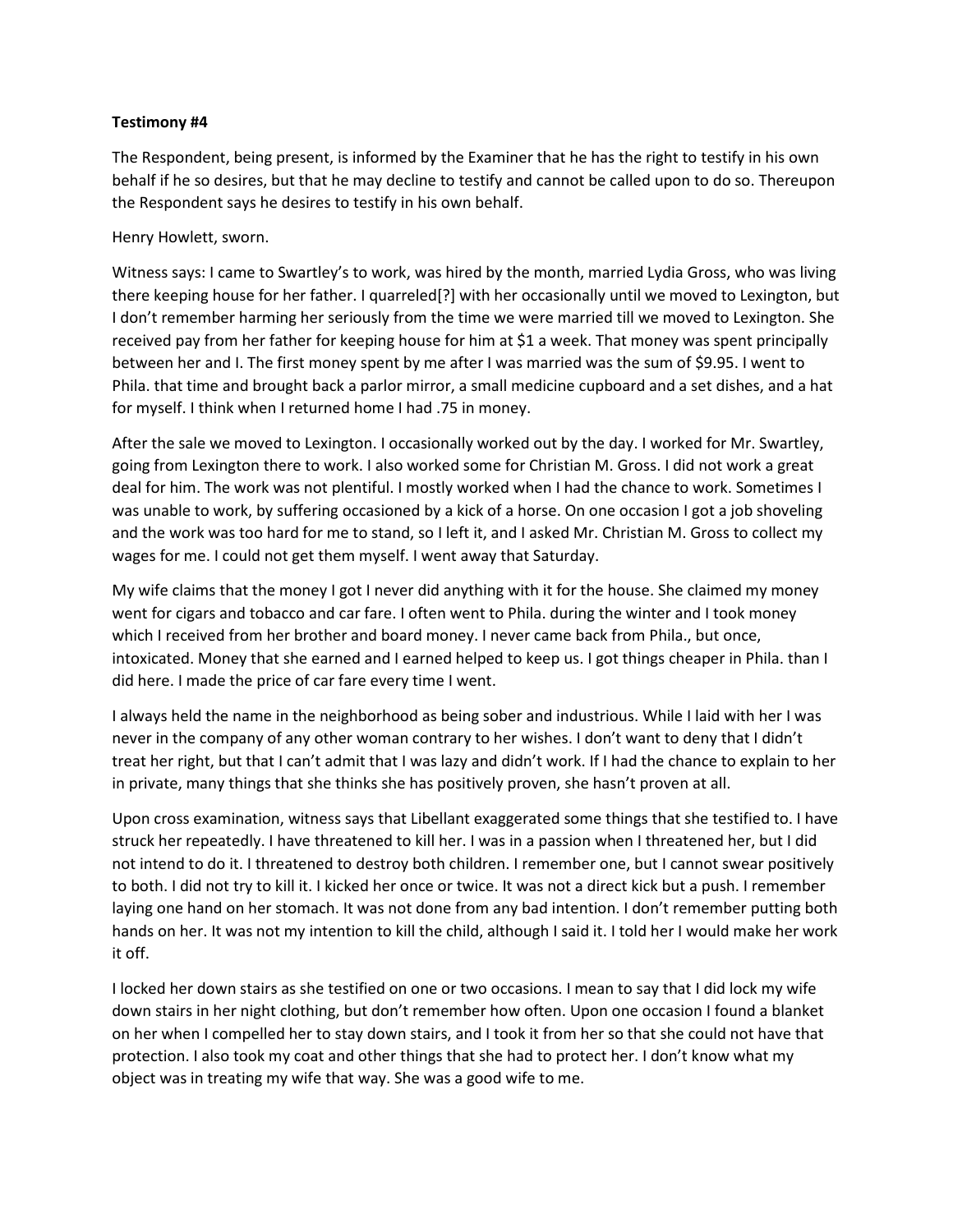**Testimony #4**

The Respondent, being present, is informed by the Examiner that he has the right to testify in his own behalf if he so desires, but that he may decline to testify and cannot be called upon to do so. Thereupon the Respondent says he desires to testify in his own behalf.

Henry Howlett, sworn.

Witness says: I came to Swartley's to work, was hired by the month, married Lydia Gross, who was living there keeping house for her father. I quarreled[?] with her occasionally until we moved to Lexington, but I don't remember harming her seriously from the time we were married till we moved to Lexington. She received pay from her father for keeping house for him at $1 a week. That money was spent principally between her and I. The first money spent by me after I was married was the sum of $9.95. I went to Phila. that time and brought back a parlor mirror, a small medicine cupboard and a set dishes, and a hat for myself. I think when I returned home I had .75 in money.

After the sale we moved to Lexington. I occasionally worked out by the day. I worked for Mr. Swartley, going from Lexington there to work. I also worked some for Christian M. Gross. I did not work a great deal for him. The work was not plentiful. I mostly worked when I had the chance to work. Sometimes I was unable to work, by suffering occasioned by a kick of a horse. On one occasion I got a job shoveling and the work was too hard for me to stand, so I left it, and I asked Mr. Christian M. Gross to collect my wages for me. I could not get them myself. I went away that Saturday.

My wife claims that the money I got I never did anything with it for the house. She claimed my money went for cigars and tobacco and car fare. I often went to Phila. during the winter and I took money which I received from her brother and board money. I never came back from Phila., but once, intoxicated. Money that she earned and I earned helped to keep us. I got things cheaper in Phila. than I did here. I made the price of car fare every time I went.

I always held the name in the neighborhood as being sober and industrious. While I laid with her I was never in the company of any other woman contrary to her wishes. I don't want to deny that I didn't treat her right, but that I can't admit that I was lazy and didn't work. If I had the chance to explain to her in private, many things that she thinks she has positively proven, she hasn't proven at all.

Upon cross examination, witness says that Libellant exaggerated some things that she testified to. I have struck her repeatedly. I have threatened to kill her. I was in a passion when I threatened her, but I did not intend to do it. I threatened to destroy both children. I remember one, but I cannot swear positively to both. I did not try to kill it. I kicked her once or twice. It was not a direct kick but a push. I remember laying one hand on her stomach. It was not done from any bad intention. I don't remember putting both hands on her. It was not my intention to kill the child, although I said it. I told her I would make her work it off.

I locked her down stairs as she testified on one or two occasions. I mean to say that I did lock my wife down stairs in her night clothing, but don't remember how often. Upon one occasion I found a blanket on her when I compelled her to stay down stairs, and I took it from her so that she could not have that protection. I also took my coat and other things that she had to protect her. I don't know what my object was in treating my wife that way. She was a good wife to me.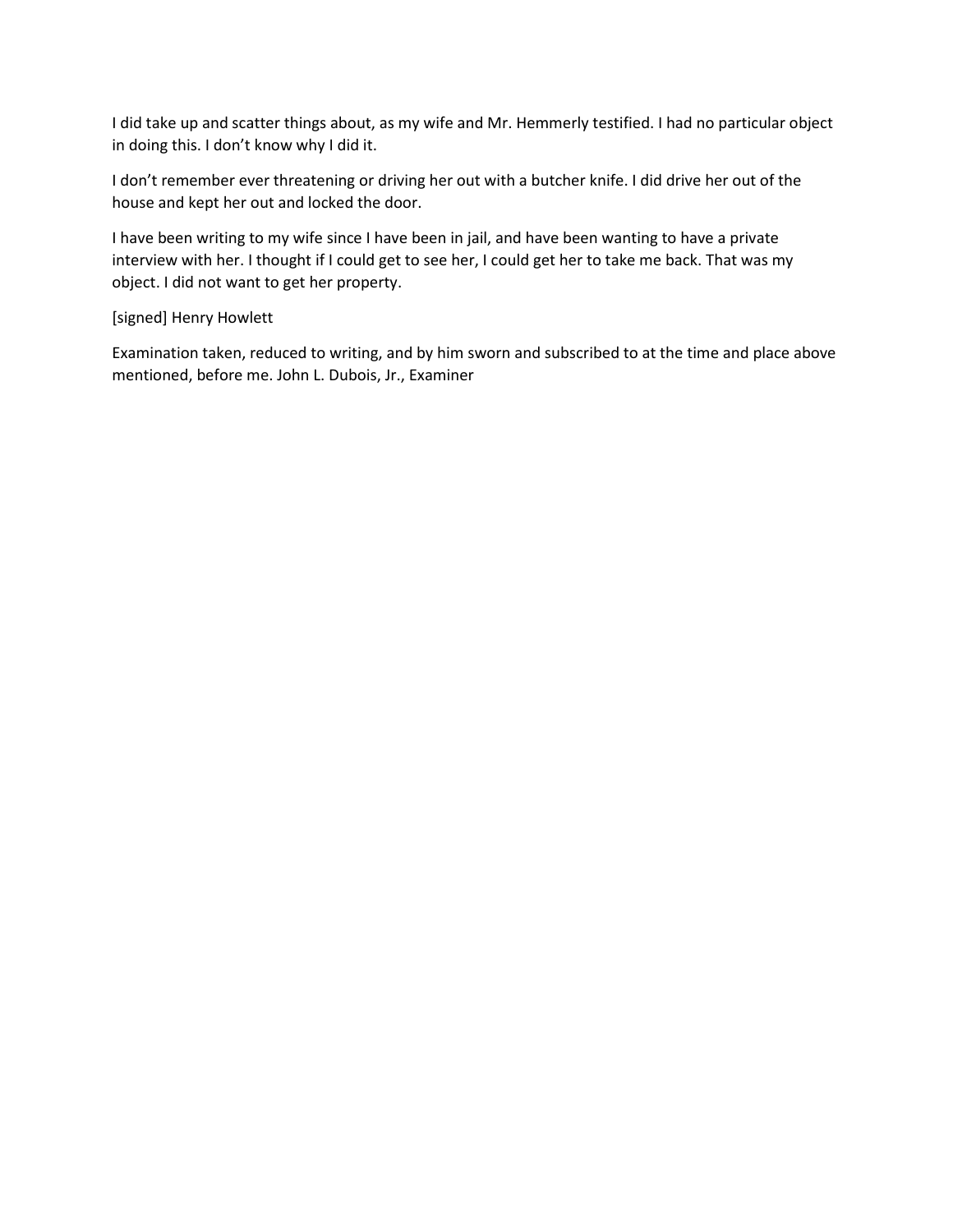I did take up and scatter things about, as my wife and Mr. Hemmerly testified. I had no particular object in doing this. I don't know why I did it.

I don't remember ever threatening or driving her out with a butcher knife. I did drive her out of the house and kept her out and locked the door.

I have been writing to my wife since I have been in jail, and have been wanting to have a private interview with her. I thought if I could get to see her, I could get her to take me back. That was my object. I did not want to get her property.

[signed] Henry Howlett

Examination taken, reduced to writing, and by him sworn and subscribed to at the time and place above mentioned, before me. John L. Dubois, Jr., Examiner